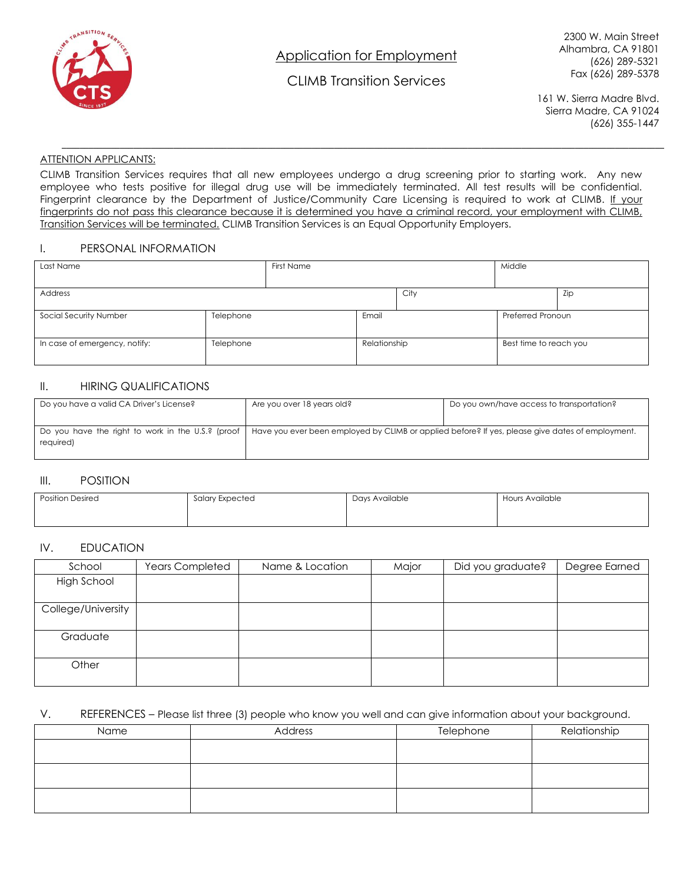# Application for Employment

## CLIMB Transition Services

2300 W. Main Street
Alhambra, CA 91801
(626) 289-5321
Fax (626) 289-5378

161 W. Sierra Madre Blvd.
Sierra Madre, CA 91024
(626) 355-1447

---

ATTENTION APPLICANTS:

CLIMB Transition Services requires that all new employees undergo a drug screening prior to starting work. Any new employee who tests positive for illegal drug use will be immediately terminated. All test results will be confidential. Fingerprint clearance by the Department of Justice/Community Care Licensing is required to work at CLIMB. If your fingerprints do not pass this clearance because it is determined you have a criminal record, your employment with CLIMB, Transition Services will be terminated. CLIMB Transition Services is an Equal Opportunity Employers.

### I. PERSONAL INFORMATION

| Last Name | First Name | Middle |
|---|---|---|
| | | |

| Address | City | Zip |
|---|---|---|
| | | |

| Social Security Number | Telephone | Email | Preferred Pronoun |
|---|---|---|---|
| | | | |

| In case of emergency, notify: | Telephone | Relationship | Best time to reach you |
|---|---|---|---|
| | | | |

### II. HIRING QUALIFICATIONS

| Do you have a valid CA Driver's License? | Are you over 18 years old? | Do you own/have access to transportation? |
|---|---|---|
| | | |

| Do you have the right to work in the U.S.? (proof required) | Have you ever been employed by CLIMB or applied before? If yes, please give dates of employment. |
|---|---|
| | |

### III. POSITION

| Position Desired | Salary Expected | Days Available | Hours Available |
|---|---|---|---|
| | | | |

### IV. EDUCATION

| School | Years Completed | Name & Location | Major | Did you graduate? | Degree Earned |
|---|---|---|---|---|---|
| High School | | | | | |
| College/University | | | | | |
| Graduate | | | | | |
| Other | | | | | |

### V. REFERENCES – Please list three (3) people who know you well and can give information about your background.

| Name | Address | Telephone | Relationship |
|---|---|---|---|
| | | | |
| | | | |
| | | | |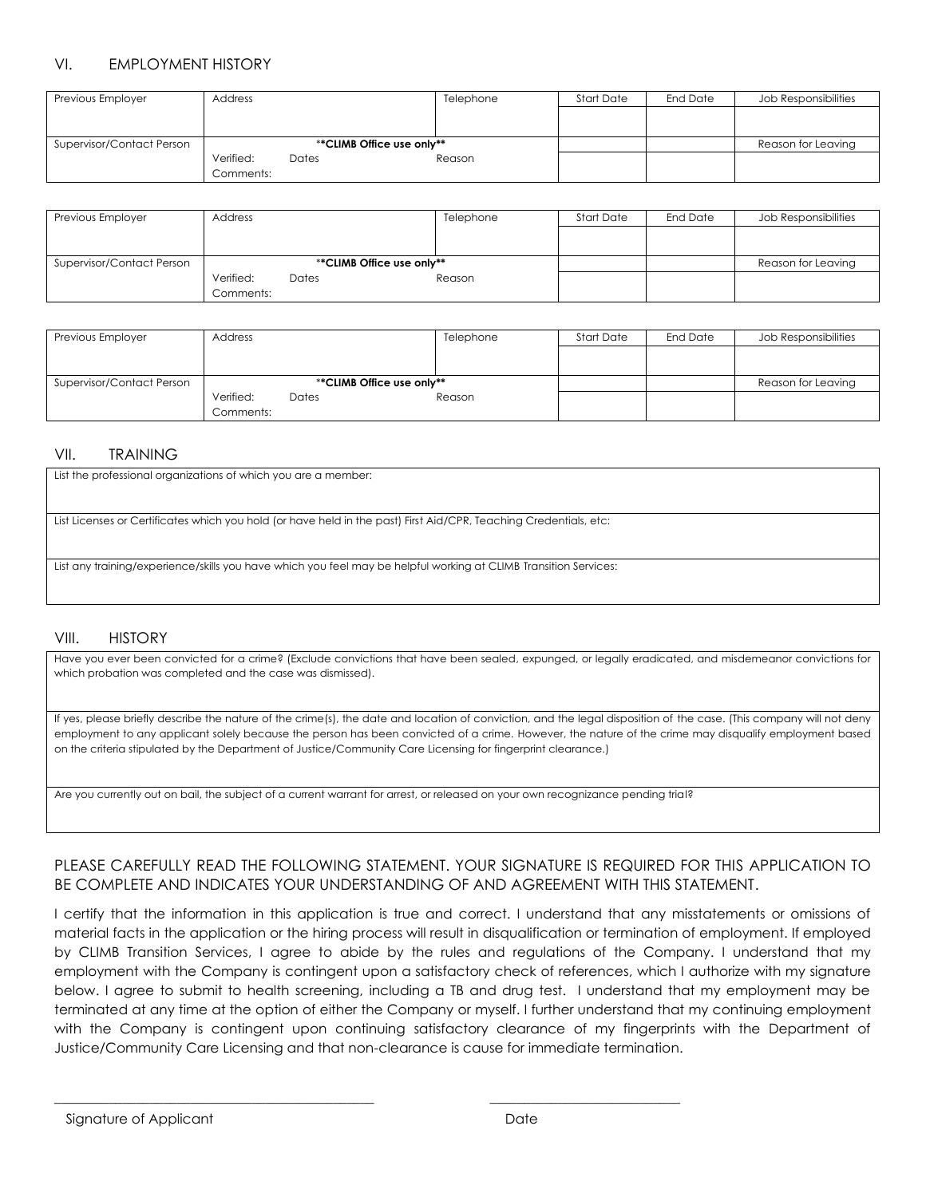## VI. EMPLOYMENT HISTORY

| Previous Employer | Address | | Telephone | Start Date | End Date | Job Responsibilities |
|---|---|---|---|---|---|---|
| | | | | | | |
| Supervisor/Contact Person | **\*\*CLIMB Office use only\*\*** | | | | | Reason for Leaving |
| | Verified: Dates | | Reason | | | |
| | Comments: | | | | | |

| Previous Employer | Address | | Telephone | Start Date | End Date | Job Responsibilities |
|---|---|---|---|---|---|---|
| | | | | | | |
| Supervisor/Contact Person | **\*\*CLIMB Office use only\*\*** | | | | | Reason for Leaving |
| | Verified: Dates | | Reason | | | |
| | Comments: | | | | | |

| Previous Employer | Address | | Telephone | Start Date | End Date | Job Responsibilities |
|---|---|---|---|---|---|---|
| | | | | | | |
| Supervisor/Contact Person | **\*\*CLIMB Office use only\*\*** | | | | | Reason for Leaving |
| | Verified: Dates | | Reason | | | |
| | Comments: | | | | | |

## VII. TRAINING

| |
|---|
| List the professional organizations of which you are a member: |
| List Licenses or Certificates which you hold (or have held in the past) First Aid/CPR, Teaching Credentials, etc: |
| List any training/experience/skills you have which you feel may be helpful working at CLIMB Transition Services: |

## VIII. HISTORY

| |
|---|
| Have you ever been convicted for a crime? (Exclude convictions that have been sealed, expunged, or legally eradicated, and misdemeanor convictions for which probation was completed and the case was dismissed). |
| If yes, please briefly describe the nature of the crime(s), the date and location of conviction, and the legal disposition of the case. (This company will not deny employment to any applicant solely because the person has been convicted of a crime. However, the nature of the crime may disqualify employment based on the criteria stipulated by the Department of Justice/Community Care Licensing for fingerprint clearance.) |
| Are you currently out on bail, the subject of a current warrant for arrest, or released on your own recognizance pending trial? |

PLEASE CAREFULLY READ THE FOLLOWING STATEMENT. YOUR SIGNATURE IS REQUIRED FOR THIS APPLICATION TO BE COMPLETE AND INDICATES YOUR UNDERSTANDING OF AND AGREEMENT WITH THIS STATEMENT.

I certify that the information in this application is true and correct. I understand that any misstatements or omissions of material facts in the application or the hiring process will result in disqualification or termination of employment. If employed by CLIMB Transition Services, I agree to abide by the rules and regulations of the Company. I understand that my employment with the Company is contingent upon a satisfactory check of references, which I authorize with my signature below. I agree to submit to health screening, including a TB and drug test. I understand that my employment may be terminated at any time at the option of either the Company or myself. I further understand that my continuing employment with the Company is contingent upon continuing satisfactory clearance of my fingerprints with the Department of Justice/Community Care Licensing and that non-clearance is cause for immediate termination.

_______________________________________________ ____________________________

Signature of Applicant Date